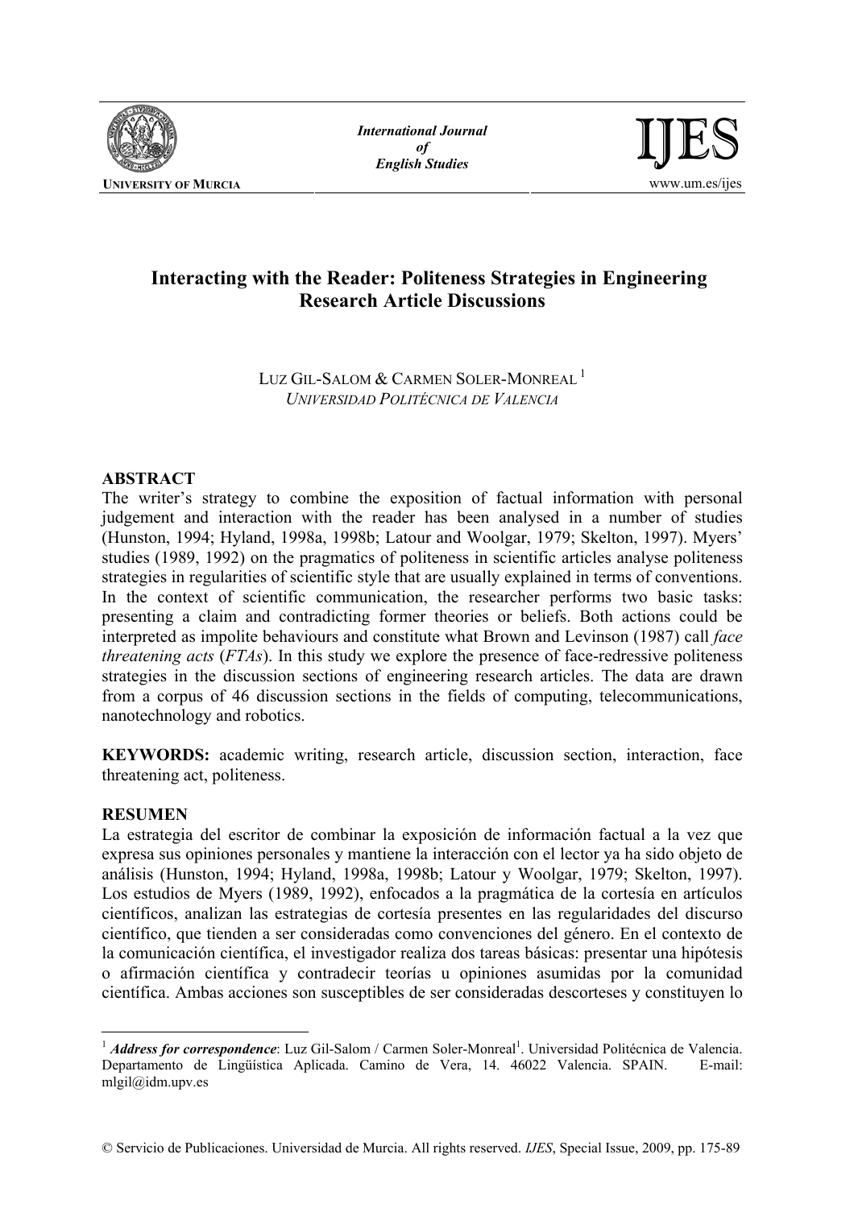# Interacting with the Reader: Politeness Strategies in Engineering Research Article Discussions

LUZ GIL-SALOM & CARMEN SOLER-MONREAL [1]
*UNIVERSIDAD POLITÉCNICA DE VALENCIA*

## ABSTRACT

The writer's strategy to combine the exposition of factual information with personal judgement and interaction with the reader has been analysed in a number of studies (Hunston, 1994; Hyland, 1998a, 1998b; Latour and Woolgar, 1979; Skelton, 1997). Myers' studies (1989, 1992) on the pragmatics of politeness in scientific articles analyse politeness strategies in regularities of scientific style that are usually explained in terms of conventions. In the context of scientific communication, the researcher performs two basic tasks: presenting a claim and contradicting former theories or beliefs. Both actions could be interpreted as impolite behaviours and constitute what Brown and Levinson (1987) call *face threatening acts* (*FTAs*). In this study we explore the presence of face-redressive politeness strategies in the discussion sections of engineering research articles. The data are drawn from a corpus of 46 discussion sections in the fields of computing, telecommunications, nanotechnology and robotics.

**KEYWORDS:** academic writing, research article, discussion section, interaction, face threatening act, politeness.

## RESUMEN

La estrategia del escritor de combinar la exposición de información factual a la vez que expresa sus opiniones personales y mantiene la interacción con el lector ya ha sido objeto de análisis (Hunston, 1994; Hyland, 1998a, 1998b; Latour y Woolgar, 1979; Skelton, 1997). Los estudios de Myers (1989, 1992), enfocados a la pragmática de la cortesía en artículos científicos, analizan las estrategias de cortesía presentes en las regularidades del discurso científico, que tienden a ser consideradas como convenciones del género. En el contexto de la comunicación científica, el investigador realiza dos tareas básicas: presentar una hipótesis o afirmación científica y contradecir teorías u opiniones asumidas por la comunidad científica. Ambas acciones son susceptibles de ser consideradas descorteses y constituyen lo

---

[1] ***Address for correspondence***: Luz Gil-Salom / Carmen Soler-Monreal[1]. Universidad Politécnica de Valencia. Departamento de Lingüística Aplicada. Camino de Vera, 14. 46022 Valencia. SPAIN. E-mail: mlgil@idm.upv.es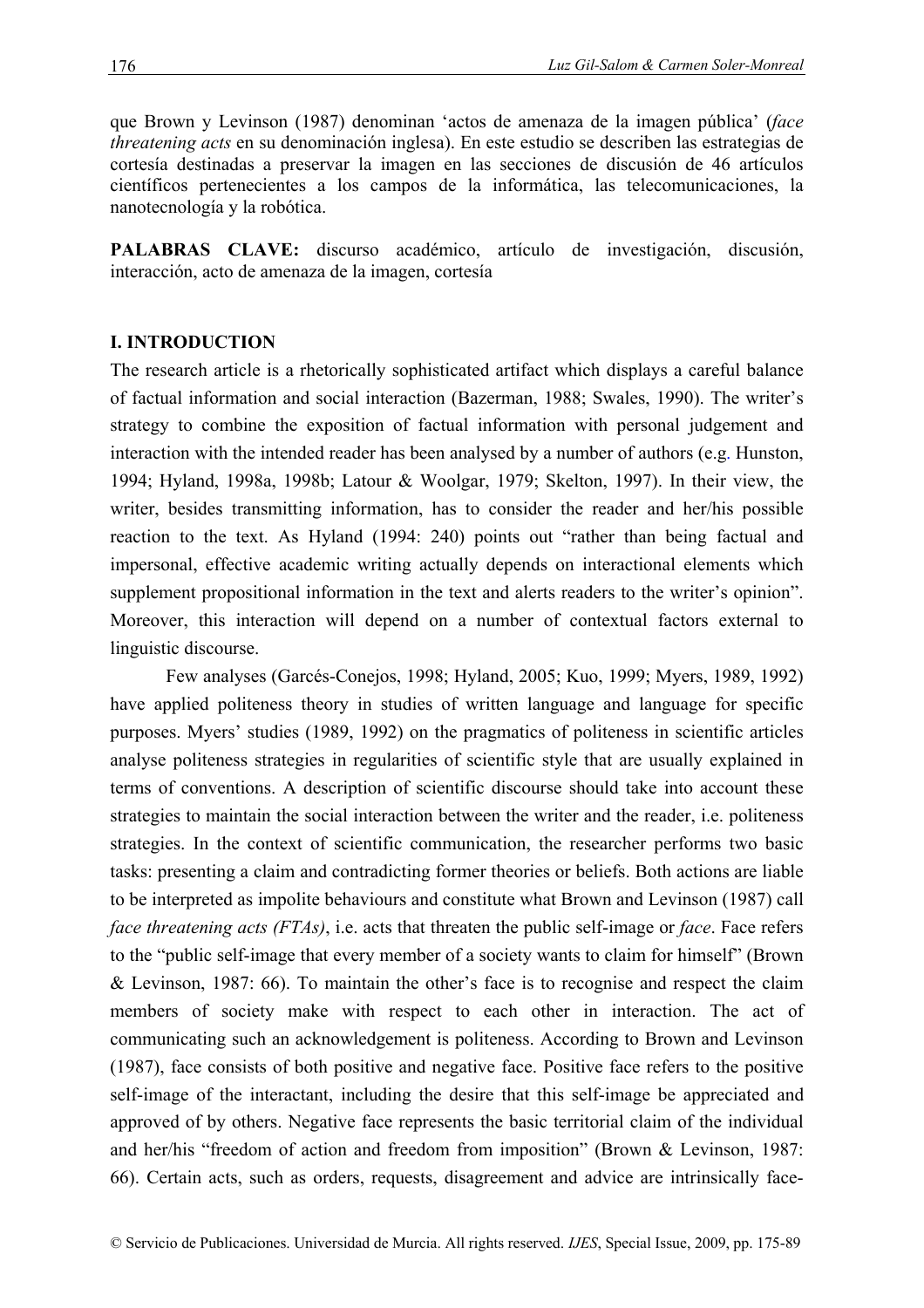que Brown y Levinson (1987) denominan 'actos de amenaza de la imagen pública' (*face threatening acts* en su denominación inglesa). En este estudio se describen las estrategias de cortesía destinadas a preservar la imagen en las secciones de discusión de 46 artículos científicos pertenecientes a los campos de la informática, las telecomunicaciones, la nanotecnología y la robótica.

**PALABRAS CLAVE:** discurso académico, artículo de investigación, discusión, interacción, acto de amenaza de la imagen, cortesía

## I. INTRODUCTION

The research article is a rhetorically sophisticated artifact which displays a careful balance of factual information and social interaction (Bazerman, 1988; Swales, 1990). The writer's strategy to combine the exposition of factual information with personal judgement and interaction with the intended reader has been analysed by a number of authors (e.g. Hunston, 1994; Hyland, 1998a, 1998b; Latour & Woolgar, 1979; Skelton, 1997). In their view, the writer, besides transmitting information, has to consider the reader and her/his possible reaction to the text. As Hyland (1994: 240) points out "rather than being factual and impersonal, effective academic writing actually depends on interactional elements which supplement propositional information in the text and alerts readers to the writer's opinion". Moreover, this interaction will depend on a number of contextual factors external to linguistic discourse.

Few analyses (Garcés-Conejos, 1998; Hyland, 2005; Kuo, 1999; Myers, 1989, 1992) have applied politeness theory in studies of written language and language for specific purposes. Myers' studies (1989, 1992) on the pragmatics of politeness in scientific articles analyse politeness strategies in regularities of scientific style that are usually explained in terms of conventions. A description of scientific discourse should take into account these strategies to maintain the social interaction between the writer and the reader, i.e. politeness strategies. In the context of scientific communication, the researcher performs two basic tasks: presenting a claim and contradicting former theories or beliefs. Both actions are liable to be interpreted as impolite behaviours and constitute what Brown and Levinson (1987) call *face threatening acts (FTAs)*, i.e. acts that threaten the public self-image or *face*. Face refers to the "public self-image that every member of a society wants to claim for himself" (Brown & Levinson, 1987: 66). To maintain the other's face is to recognise and respect the claim members of society make with respect to each other in interaction. The act of communicating such an acknowledgement is politeness. According to Brown and Levinson (1987), face consists of both positive and negative face. Positive face refers to the positive self-image of the interactant, including the desire that this self-image be appreciated and approved of by others. Negative face represents the basic territorial claim of the individual and her/his "freedom of action and freedom from imposition" (Brown & Levinson, 1987: 66). Certain acts, such as orders, requests, disagreement and advice are intrinsically face-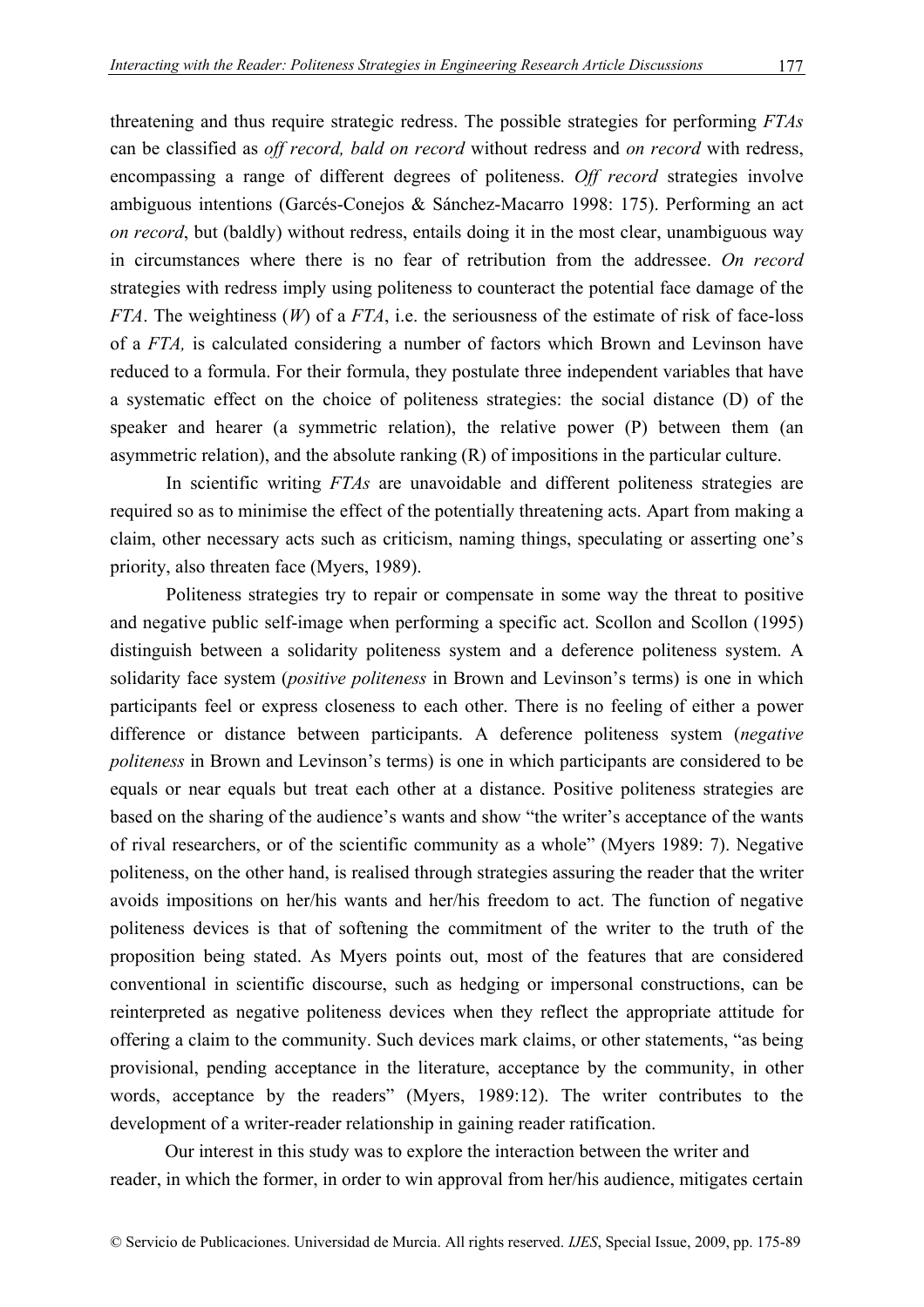threatening and thus require strategic redress. The possible strategies for performing *FTAs* can be classified as *off record, bald on record* without redress and *on record* with redress, encompassing a range of different degrees of politeness. *Off record* strategies involve ambiguous intentions (Garcés-Conejos & Sánchez-Macarro 1998: 175). Performing an act *on record*, but (baldly) without redress, entails doing it in the most clear, unambiguous way in circumstances where there is no fear of retribution from the addressee. *On record* strategies with redress imply using politeness to counteract the potential face damage of the *FTA*. The weightiness (*W*) of a *FTA*, i.e. the seriousness of the estimate of risk of face-loss of a *FTA,* is calculated considering a number of factors which Brown and Levinson have reduced to a formula. For their formula, they postulate three independent variables that have a systematic effect on the choice of politeness strategies: the social distance (D) of the speaker and hearer (a symmetric relation), the relative power (P) between them (an asymmetric relation), and the absolute ranking (R) of impositions in the particular culture.

In scientific writing *FTAs* are unavoidable and different politeness strategies are required so as to minimise the effect of the potentially threatening acts. Apart from making a claim, other necessary acts such as criticism, naming things, speculating or asserting one's priority, also threaten face (Myers, 1989).

Politeness strategies try to repair or compensate in some way the threat to positive and negative public self-image when performing a specific act. Scollon and Scollon (1995) distinguish between a solidarity politeness system and a deference politeness system. A solidarity face system (*positive politeness* in Brown and Levinson's terms) is one in which participants feel or express closeness to each other. There is no feeling of either a power difference or distance between participants. A deference politeness system (*negative politeness* in Brown and Levinson's terms) is one in which participants are considered to be equals or near equals but treat each other at a distance. Positive politeness strategies are based on the sharing of the audience's wants and show "the writer's acceptance of the wants of rival researchers, or of the scientific community as a whole" (Myers 1989: 7). Negative politeness, on the other hand, is realised through strategies assuring the reader that the writer avoids impositions on her/his wants and her/his freedom to act. The function of negative politeness devices is that of softening the commitment of the writer to the truth of the proposition being stated. As Myers points out, most of the features that are considered conventional in scientific discourse, such as hedging or impersonal constructions, can be reinterpreted as negative politeness devices when they reflect the appropriate attitude for offering a claim to the community. Such devices mark claims, or other statements, "as being provisional, pending acceptance in the literature, acceptance by the community, in other words, acceptance by the readers" (Myers, 1989:12). The writer contributes to the development of a writer-reader relationship in gaining reader ratification.

Our interest in this study was to explore the interaction between the writer and reader, in which the former, in order to win approval from her/his audience, mitigates certain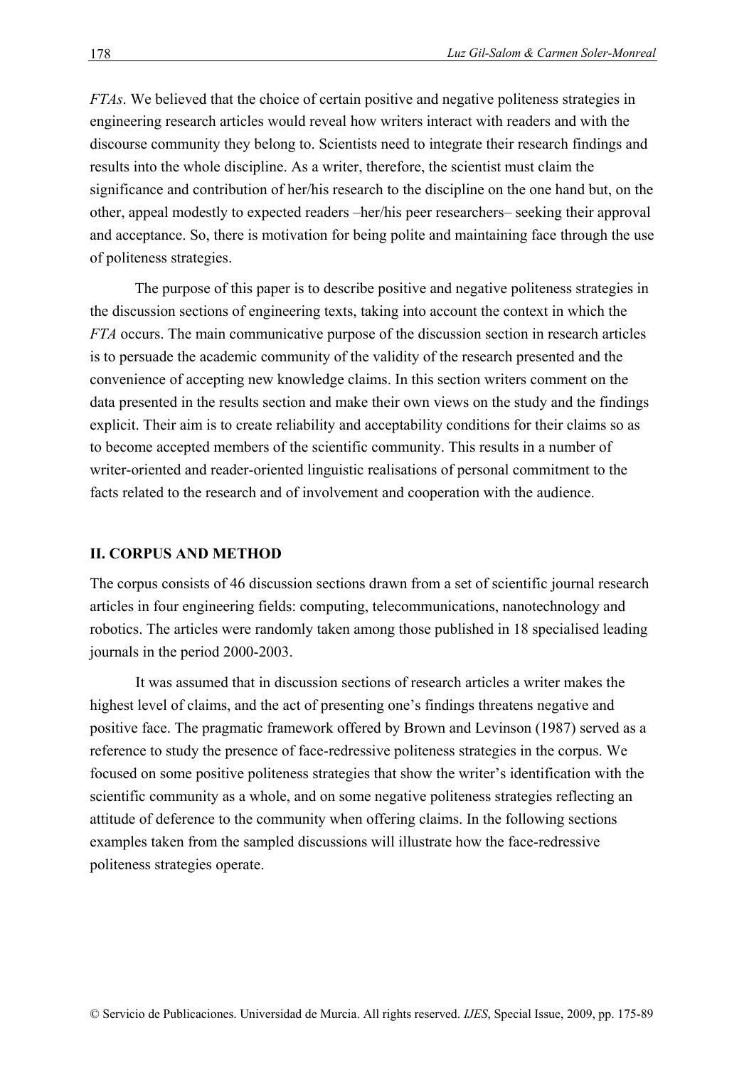*FTAs*. We believed that the choice of certain positive and negative politeness strategies in engineering research articles would reveal how writers interact with readers and with the discourse community they belong to. Scientists need to integrate their research findings and results into the whole discipline. As a writer, therefore, the scientist must claim the significance and contribution of her/his research to the discipline on the one hand but, on the other, appeal modestly to expected readers –her/his peer researchers– seeking their approval and acceptance. So, there is motivation for being polite and maintaining face through the use of politeness strategies.

The purpose of this paper is to describe positive and negative politeness strategies in the discussion sections of engineering texts, taking into account the context in which the *FTA* occurs. The main communicative purpose of the discussion section in research articles is to persuade the academic community of the validity of the research presented and the convenience of accepting new knowledge claims. In this section writers comment on the data presented in the results section and make their own views on the study and the findings explicit. Their aim is to create reliability and acceptability conditions for their claims so as to become accepted members of the scientific community. This results in a number of writer-oriented and reader-oriented linguistic realisations of personal commitment to the facts related to the research and of involvement and cooperation with the audience.

## II. CORPUS AND METHOD

The corpus consists of 46 discussion sections drawn from a set of scientific journal research articles in four engineering fields: computing, telecommunications, nanotechnology and robotics. The articles were randomly taken among those published in 18 specialised leading journals in the period 2000-2003.

It was assumed that in discussion sections of research articles a writer makes the highest level of claims, and the act of presenting one's findings threatens negative and positive face. The pragmatic framework offered by Brown and Levinson (1987) served as a reference to study the presence of face-redressive politeness strategies in the corpus. We focused on some positive politeness strategies that show the writer's identification with the scientific community as a whole, and on some negative politeness strategies reflecting an attitude of deference to the community when offering claims. In the following sections examples taken from the sampled discussions will illustrate how the face-redressive politeness strategies operate.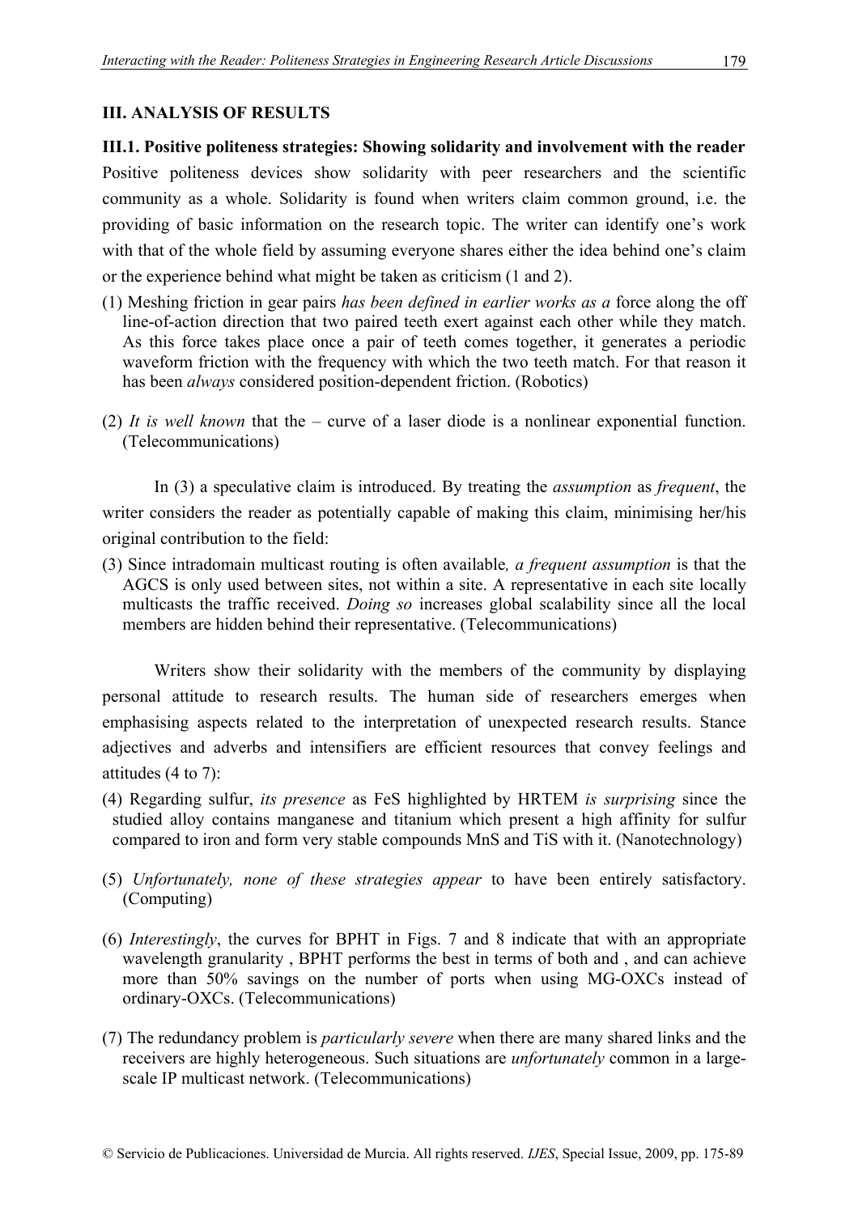## III. ANALYSIS OF RESULTS

### III.1. Positive politeness strategies: Showing solidarity and involvement with the reader

Positive politeness devices show solidarity with peer researchers and the scientific community as a whole. Solidarity is found when writers claim common ground, i.e. the providing of basic information on the research topic. The writer can identify one's work with that of the whole field by assuming everyone shares either the idea behind one's claim or the experience behind what might be taken as criticism (1 and 2).

(1) Meshing friction in gear pairs *has been defined in earlier works as a* force along the off line-of-action direction that two paired teeth exert against each other while they match. As this force takes place once a pair of teeth comes together, it generates a periodic waveform friction with the frequency with which the two teeth match. For that reason it has been *always* considered position-dependent friction. (Robotics)

(2) *It is well known* that the – curve of a laser diode is a nonlinear exponential function. (Telecommunications)

In (3) a speculative claim is introduced. By treating the *assumption* as *frequent*, the writer considers the reader as potentially capable of making this claim, minimising her/his original contribution to the field:

(3) Since intradomain multicast routing is often available*, a frequent assumption* is that the AGCS is only used between sites, not within a site. A representative in each site locally multicasts the traffic received. *Doing so* increases global scalability since all the local members are hidden behind their representative. (Telecommunications)

Writers show their solidarity with the members of the community by displaying personal attitude to research results. The human side of researchers emerges when emphasising aspects related to the interpretation of unexpected research results. Stance adjectives and adverbs and intensifiers are efficient resources that convey feelings and attitudes (4 to 7):

(4) Regarding sulfur, *its presence* as FeS highlighted by HRTEM *is surprising* since the studied alloy contains manganese and titanium which present a high affinity for sulfur compared to iron and form very stable compounds MnS and TiS with it. (Nanotechnology)

(5) *Unfortunately, none of these strategies appear* to have been entirely satisfactory. (Computing)

(6) *Interestingly*, the curves for BPHT in Figs. 7 and 8 indicate that with an appropriate wavelength granularity , BPHT performs the best in terms of both and , and can achieve more than 50% savings on the number of ports when using MG-OXCs instead of ordinary-OXCs. (Telecommunications)

(7) The redundancy problem is *particularly severe* when there are many shared links and the receivers are highly heterogeneous. Such situations are *unfortunately* common in a large-scale IP multicast network. (Telecommunications)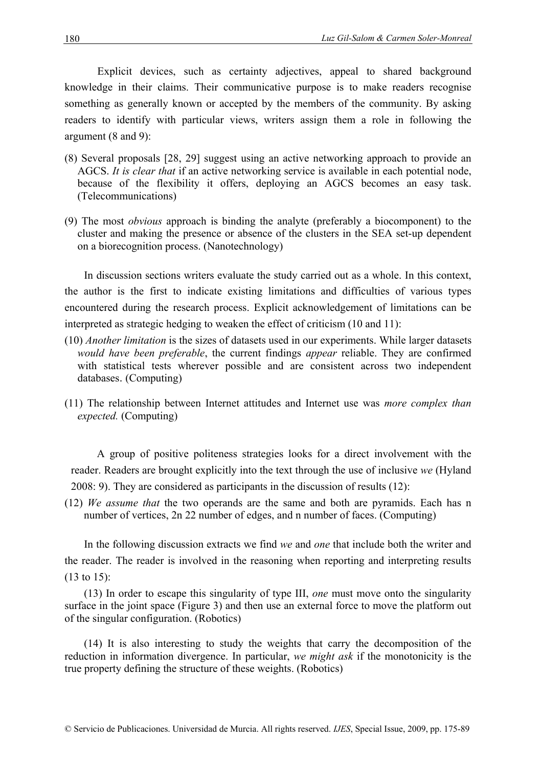Explicit devices, such as certainty adjectives, appeal to shared background knowledge in their claims. Their communicative purpose is to make readers recognise something as generally known or accepted by the members of the community. By asking readers to identify with particular views, writers assign them a role in following the argument (8 and 9):

(8) Several proposals [28, 29] suggest using an active networking approach to provide an AGCS. *It is clear that* if an active networking service is available in each potential node, because of the flexibility it offers, deploying an AGCS becomes an easy task. (Telecommunications)

(9) The most *obvious* approach is binding the analyte (preferably a biocomponent) to the cluster and making the presence or absence of the clusters in the SEA set-up dependent on a biorecognition process. (Nanotechnology)

In discussion sections writers evaluate the study carried out as a whole. In this context, the author is the first to indicate existing limitations and difficulties of various types encountered during the research process. Explicit acknowledgement of limitations can be interpreted as strategic hedging to weaken the effect of criticism (10 and 11):

(10) *Another limitation* is the sizes of datasets used in our experiments. While larger datasets *would have been preferable*, the current findings *appear* reliable. They are confirmed with statistical tests wherever possible and are consistent across two independent databases. (Computing)

(11) The relationship between Internet attitudes and Internet use was *more complex than expected.* (Computing)

A group of positive politeness strategies looks for a direct involvement with the reader. Readers are brought explicitly into the text through the use of inclusive *we* (Hyland 2008: 9). They are considered as participants in the discussion of results (12):

(12) *We assume that* the two operands are the same and both are pyramids. Each has n number of vertices, 2n 22 number of edges, and n number of faces. (Computing)

In the following discussion extracts we find *we* and *one* that include both the writer and the reader. The reader is involved in the reasoning when reporting and interpreting results (13 to 15):

(13) In order to escape this singularity of type III, *one* must move onto the singularity surface in the joint space (Figure 3) and then use an external force to move the platform out of the singular configuration. (Robotics)

(14) It is also interesting to study the weights that carry the decomposition of the reduction in information divergence. In particular, *we might ask* if the monotonicity is the true property defining the structure of these weights. (Robotics)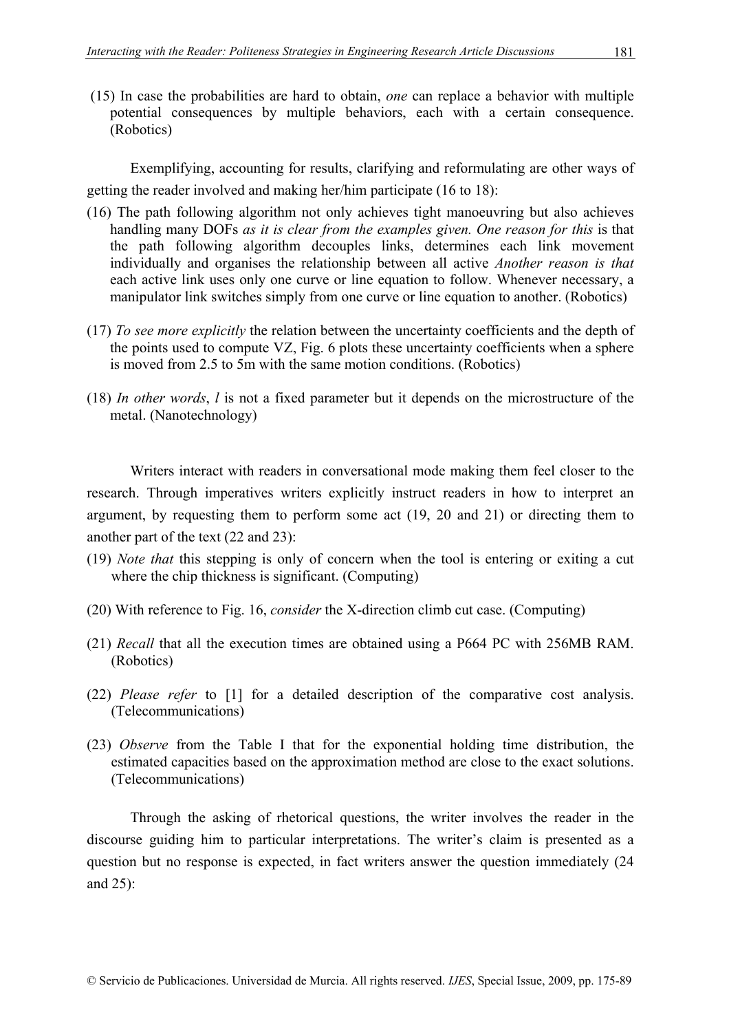(15) In case the probabilities are hard to obtain, *one* can replace a behavior with multiple potential consequences by multiple behaviors, each with a certain consequence. (Robotics)

Exemplifying, accounting for results, clarifying and reformulating are other ways of getting the reader involved and making her/him participate (16 to 18):

(16) The path following algorithm not only achieves tight manoeuvring but also achieves handling many DOFs *as it is clear from the examples given. One reason for this* is that the path following algorithm decouples links, determines each link movement individually and organises the relationship between all active *Another reason is that* each active link uses only one curve or line equation to follow. Whenever necessary, a manipulator link switches simply from one curve or line equation to another. (Robotics)

(17) *To see more explicitly* the relation between the uncertainty coefficients and the depth of the points used to compute VZ, Fig. 6 plots these uncertainty coefficients when a sphere is moved from 2.5 to 5m with the same motion conditions. (Robotics)

(18) *In other words*, *l* is not a fixed parameter but it depends on the microstructure of the metal. (Nanotechnology)

Writers interact with readers in conversational mode making them feel closer to the research. Through imperatives writers explicitly instruct readers in how to interpret an argument, by requesting them to perform some act (19, 20 and 21) or directing them to another part of the text (22 and 23):

(19) *Note that* this stepping is only of concern when the tool is entering or exiting a cut where the chip thickness is significant. (Computing)

(20) With reference to Fig. 16, *consider* the X-direction climb cut case. (Computing)

(21) *Recall* that all the execution times are obtained using a P664 PC with 256MB RAM. (Robotics)

(22) *Please refer* to [1] for a detailed description of the comparative cost analysis. (Telecommunications)

(23) *Observe* from the Table I that for the exponential holding time distribution, the estimated capacities based on the approximation method are close to the exact solutions. (Telecommunications)

Through the asking of rhetorical questions, the writer involves the reader in the discourse guiding him to particular interpretations. The writer's claim is presented as a question but no response is expected, in fact writers answer the question immediately (24 and 25):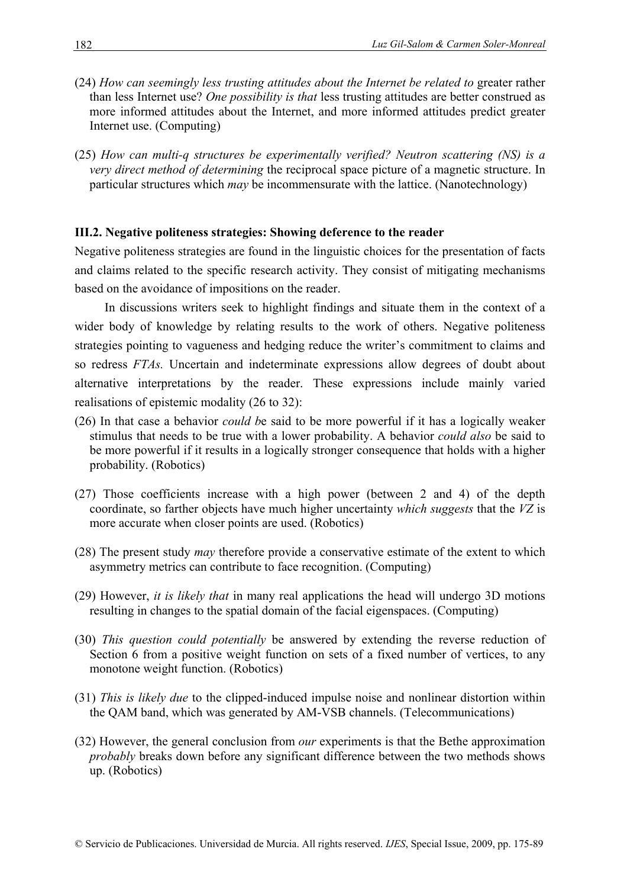(24) *How can seemingly less trusting attitudes about the Internet be related to* greater rather than less Internet use? *One possibility is that* less trusting attitudes are better construed as more informed attitudes about the Internet, and more informed attitudes predict greater Internet use. (Computing)

(25) *How can multi-q structures be experimentally verified? Neutron scattering (NS) is a very direct method of determining* the reciprocal space picture of a magnetic structure. In particular structures which *may* be incommensurate with the lattice. (Nanotechnology)

### III.2. Negative politeness strategies: Showing deference to the reader

Negative politeness strategies are found in the linguistic choices for the presentation of facts and claims related to the specific research activity. They consist of mitigating mechanisms based on the avoidance of impositions on the reader.

In discussions writers seek to highlight findings and situate them in the context of a wider body of knowledge by relating results to the work of others. Negative politeness strategies pointing to vagueness and hedging reduce the writer's commitment to claims and so redress *FTAs.* Uncertain and indeterminate expressions allow degrees of doubt about alternative interpretations by the reader. These expressions include mainly varied realisations of epistemic modality (26 to 32):

(26) In that case a behavior *could b*e said to be more powerful if it has a logically weaker stimulus that needs to be true with a lower probability. A behavior *could also* be said to be more powerful if it results in a logically stronger consequence that holds with a higher probability. (Robotics)

(27) Those coefficients increase with a high power (between 2 and 4) of the depth coordinate, so farther objects have much higher uncertainty *which suggests* that the *VZ* is more accurate when closer points are used. (Robotics)

(28) The present study *may* therefore provide a conservative estimate of the extent to which asymmetry metrics can contribute to face recognition. (Computing)

(29) However, *it is likely that* in many real applications the head will undergo 3D motions resulting in changes to the spatial domain of the facial eigenspaces. (Computing)

(30) *This question could potentially* be answered by extending the reverse reduction of Section 6 from a positive weight function on sets of a fixed number of vertices, to any monotone weight function. (Robotics)

(31) *This is likely due* to the clipped-induced impulse noise and nonlinear distortion within the QAM band, which was generated by AM-VSB channels. (Telecommunications)

(32) However, the general conclusion from *our* experiments is that the Bethe approximation *probably* breaks down before any significant difference between the two methods shows up. (Robotics)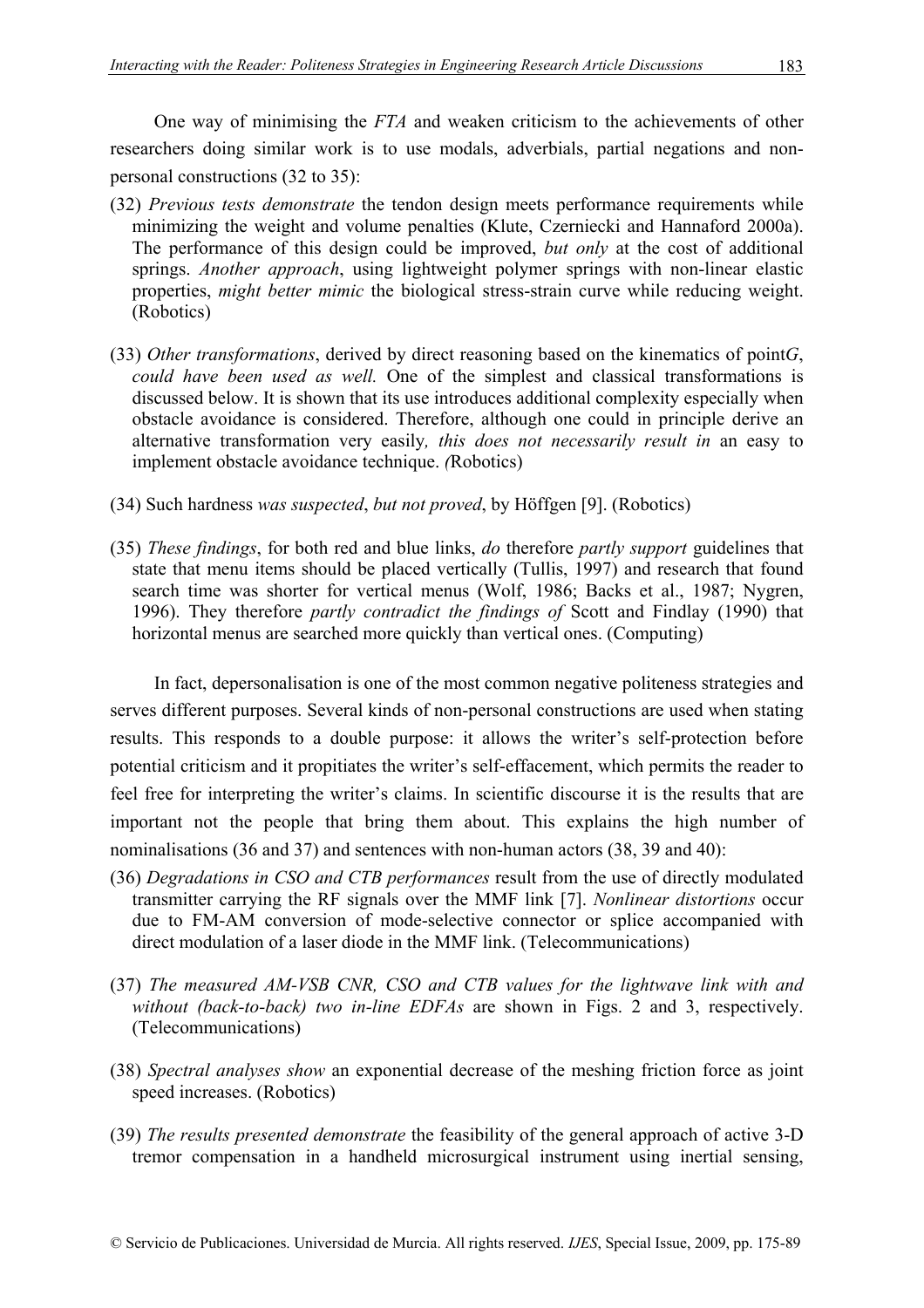One way of minimising the *FTA* and weaken criticism to the achievements of other researchers doing similar work is to use modals, adverbials, partial negations and non-personal constructions (32 to 35):

(32) *Previous tests demonstrate* the tendon design meets performance requirements while minimizing the weight and volume penalties (Klute, Czerniecki and Hannaford 2000a). The performance of this design could be improved, *but only* at the cost of additional springs. *Another approach*, using lightweight polymer springs with non-linear elastic properties, *might better mimic* the biological stress-strain curve while reducing weight. (Robotics)

(33) *Other transformations*, derived by direct reasoning based on the kinematics of point*G*, *could have been used as well.* One of the simplest and classical transformations is discussed below. It is shown that its use introduces additional complexity especially when obstacle avoidance is considered. Therefore, although one could in principle derive an alternative transformation very easily*, this does not necessarily result in* an easy to implement obstacle avoidance technique. *(*Robotics)

(34) Such hardness *was suspected*, *but not proved*, by Höffgen [9]. (Robotics)

(35) *These findings*, for both red and blue links, *do* therefore *partly support* guidelines that state that menu items should be placed vertically (Tullis, 1997) and research that found search time was shorter for vertical menus (Wolf, 1986; Backs et al., 1987; Nygren, 1996). They therefore *partly contradict the findings of* Scott and Findlay (1990) that horizontal menus are searched more quickly than vertical ones. (Computing)

In fact, depersonalisation is one of the most common negative politeness strategies and serves different purposes. Several kinds of non-personal constructions are used when stating results. This responds to a double purpose: it allows the writer's self-protection before potential criticism and it propitiates the writer's self-effacement, which permits the reader to feel free for interpreting the writer's claims. In scientific discourse it is the results that are important not the people that bring them about. This explains the high number of nominalisations (36 and 37) and sentences with non-human actors (38, 39 and 40):

(36) *Degradations in CSO and CTB performances* result from the use of directly modulated transmitter carrying the RF signals over the MMF link [7]. *Nonlinear distortions* occur due to FM-AM conversion of mode-selective connector or splice accompanied with direct modulation of a laser diode in the MMF link. (Telecommunications)

(37) *The measured AM-VSB CNR, CSO and CTB values for the lightwave link with and without (back-to-back) two in-line EDFAs* are shown in Figs. 2 and 3, respectively. (Telecommunications)

(38) *Spectral analyses show* an exponential decrease of the meshing friction force as joint speed increases. (Robotics)

(39) *The results presented demonstrate* the feasibility of the general approach of active 3-D tremor compensation in a handheld microsurgical instrument using inertial sensing,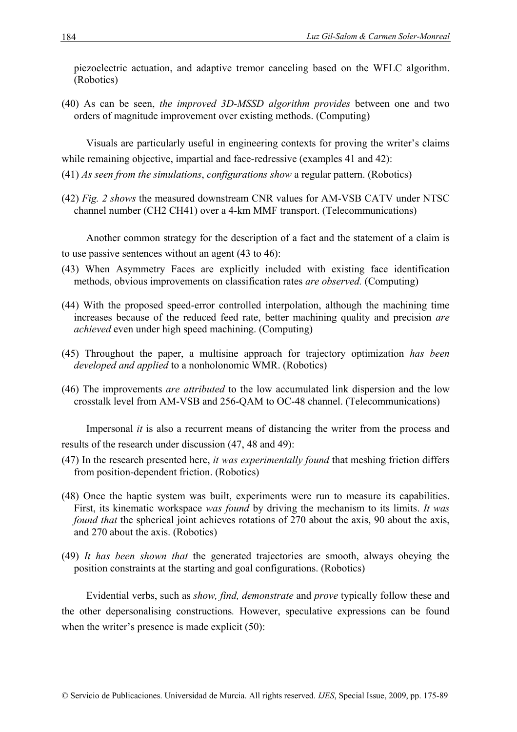piezoelectric actuation, and adaptive tremor canceling based on the WFLC algorithm. (Robotics)

(40) As can be seen, *the improved 3D-MSSD algorithm provides* between one and two orders of magnitude improvement over existing methods. (Computing)

Visuals are particularly useful in engineering contexts for proving the writer's claims while remaining objective, impartial and face-redressive (examples 41 and 42):

(41) *As seen from the simulations*, *configurations show* a regular pattern. (Robotics)

(42) *Fig. 2 shows* the measured downstream CNR values for AM-VSB CATV under NTSC channel number (CH2 CH41) over a 4-km MMF transport. (Telecommunications)

Another common strategy for the description of a fact and the statement of a claim is to use passive sentences without an agent (43 to 46):

(43) When Asymmetry Faces are explicitly included with existing face identification methods, obvious improvements on classification rates *are observed.* (Computing)

(44) With the proposed speed-error controlled interpolation, although the machining time increases because of the reduced feed rate, better machining quality and precision *are achieved* even under high speed machining. (Computing)

(45) Throughout the paper, a multisine approach for trajectory optimization *has been developed and applied* to a nonholonomic WMR. (Robotics)

(46) The improvements *are attributed* to the low accumulated link dispersion and the low crosstalk level from AM-VSB and 256-QAM to OC-48 channel. (Telecommunications)

Impersonal *it* is also a recurrent means of distancing the writer from the process and results of the research under discussion (47, 48 and 49):

(47) In the research presented here, *it was experimentally found* that meshing friction differs from position-dependent friction. (Robotics)

(48) Once the haptic system was built, experiments were run to measure its capabilities. First, its kinematic workspace *was found* by driving the mechanism to its limits. *It was found that* the spherical joint achieves rotations of 270 about the axis, 90 about the axis, and 270 about the axis. (Robotics)

(49) *It has been shown that* the generated trajectories are smooth, always obeying the position constraints at the starting and goal configurations. (Robotics)

Evidential verbs, such as *show, find, demonstrate* and *prove* typically follow these and the other depersonalising constructions*.* However, speculative expressions can be found when the writer's presence is made explicit (50):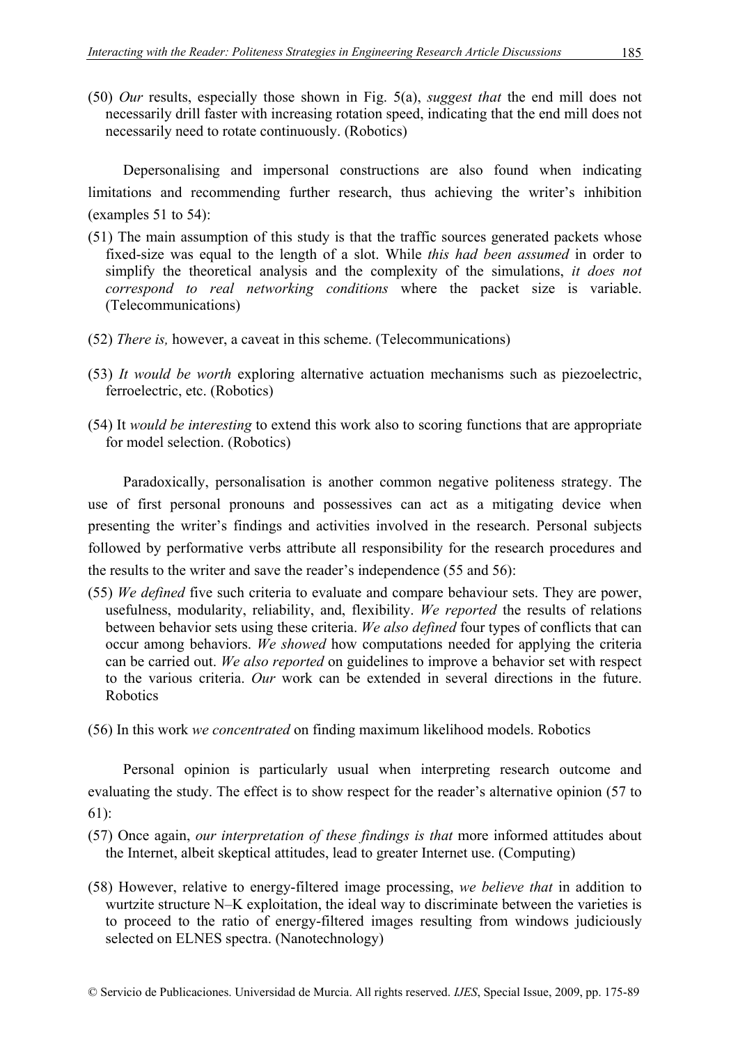(50) *Our* results, especially those shown in Fig. 5(a), *suggest that* the end mill does not necessarily drill faster with increasing rotation speed, indicating that the end mill does not necessarily need to rotate continuously. (Robotics)

Depersonalising and impersonal constructions are also found when indicating limitations and recommending further research, thus achieving the writer's inhibition (examples 51 to 54):

(51) The main assumption of this study is that the traffic sources generated packets whose fixed-size was equal to the length of a slot. While *this had been assumed* in order to simplify the theoretical analysis and the complexity of the simulations, *it does not correspond to real networking conditions* where the packet size is variable. (Telecommunications)

(52) *There is,* however, a caveat in this scheme. (Telecommunications)

(53) *It would be worth* exploring alternative actuation mechanisms such as piezoelectric, ferroelectric, etc. (Robotics)

(54) It *would be interesting* to extend this work also to scoring functions that are appropriate for model selection. (Robotics)

Paradoxically, personalisation is another common negative politeness strategy. The use of first personal pronouns and possessives can act as a mitigating device when presenting the writer's findings and activities involved in the research. Personal subjects followed by performative verbs attribute all responsibility for the research procedures and the results to the writer and save the reader's independence (55 and 56):

(55) *We defined* five such criteria to evaluate and compare behaviour sets. They are power, usefulness, modularity, reliability, and, flexibility. *We reported* the results of relations between behavior sets using these criteria. *We also defined* four types of conflicts that can occur among behaviors. *We showed* how computations needed for applying the criteria can be carried out. *We also reported* on guidelines to improve a behavior set with respect to the various criteria. *Our* work can be extended in several directions in the future. Robotics

(56) In this work *we concentrated* on finding maximum likelihood models. Robotics

Personal opinion is particularly usual when interpreting research outcome and evaluating the study. The effect is to show respect for the reader's alternative opinion (57 to 61):

(57) Once again, *our interpretation of these findings is that* more informed attitudes about the Internet, albeit skeptical attitudes, lead to greater Internet use. (Computing)

(58) However, relative to energy-filtered image processing, *we believe that* in addition to wurtzite structure N–K exploitation, the ideal way to discriminate between the varieties is to proceed to the ratio of energy-filtered images resulting from windows judiciously selected on ELNES spectra. (Nanotechnology)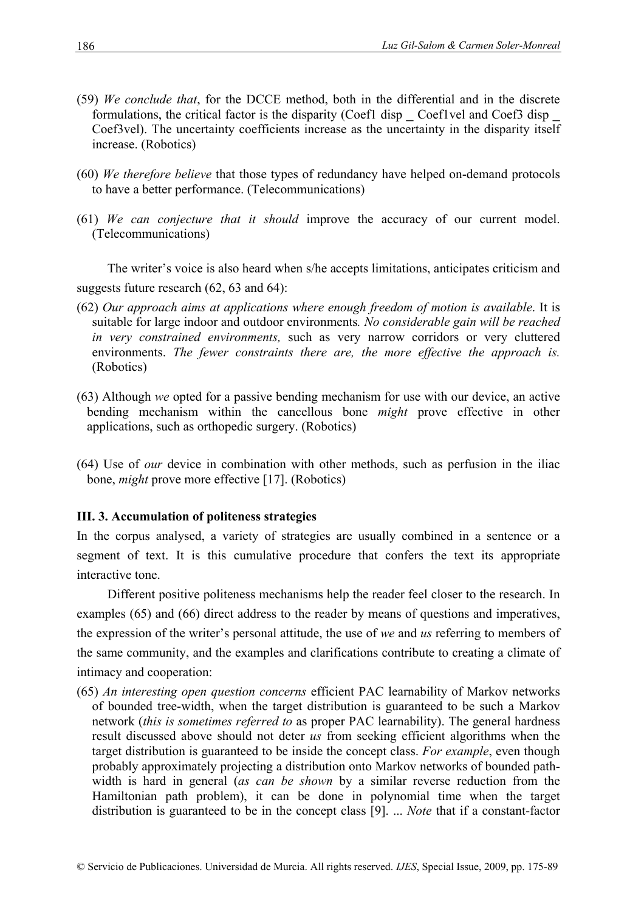(59) *We conclude that*, for the DCCE method, both in the differential and in the discrete formulations, the critical factor is the disparity (Coef1 disp _ Coef1vel and Coef3 disp _ Coef3vel). The uncertainty coefficients increase as the uncertainty in the disparity itself increase. (Robotics)

(60) *We therefore believe* that those types of redundancy have helped on-demand protocols to have a better performance. (Telecommunications)

(61) *We can conjecture that it should* improve the accuracy of our current model. (Telecommunications)

The writer's voice is also heard when s/he accepts limitations, anticipates criticism and suggests future research (62, 63 and 64):

(62) *Our approach aims at applications where enough freedom of motion is available*. It is suitable for large indoor and outdoor environments*. No considerable gain will be reached in very constrained environments,* such as very narrow corridors or very cluttered environments. *The fewer constraints there are, the more effective the approach is.* (Robotics)

(63) Although *we* opted for a passive bending mechanism for use with our device, an active bending mechanism within the cancellous bone *might* prove effective in other applications, such as orthopedic surgery. (Robotics)

(64) Use of *our* device in combination with other methods, such as perfusion in the iliac bone, *might* prove more effective [17]. (Robotics)

### III. 3. Accumulation of politeness strategies

In the corpus analysed, a variety of strategies are usually combined in a sentence or a segment of text. It is this cumulative procedure that confers the text its appropriate interactive tone.

Different positive politeness mechanisms help the reader feel closer to the research. In examples (65) and (66) direct address to the reader by means of questions and imperatives, the expression of the writer's personal attitude, the use of *we* and *us* referring to members of the same community, and the examples and clarifications contribute to creating a climate of intimacy and cooperation:

(65) *An interesting open question concerns* efficient PAC learnability of Markov networks of bounded tree-width, when the target distribution is guaranteed to be such a Markov network (*this is sometimes referred to* as proper PAC learnability). The general hardness result discussed above should not deter *us* from seeking efficient algorithms when the target distribution is guaranteed to be inside the concept class. *For example*, even though probably approximately projecting a distribution onto Markov networks of bounded path-width is hard in general (*as can be shown* by a similar reverse reduction from the Hamiltonian path problem), it can be done in polynomial time when the target distribution is guaranteed to be in the concept class [9]. ... *Note* that if a constant-factor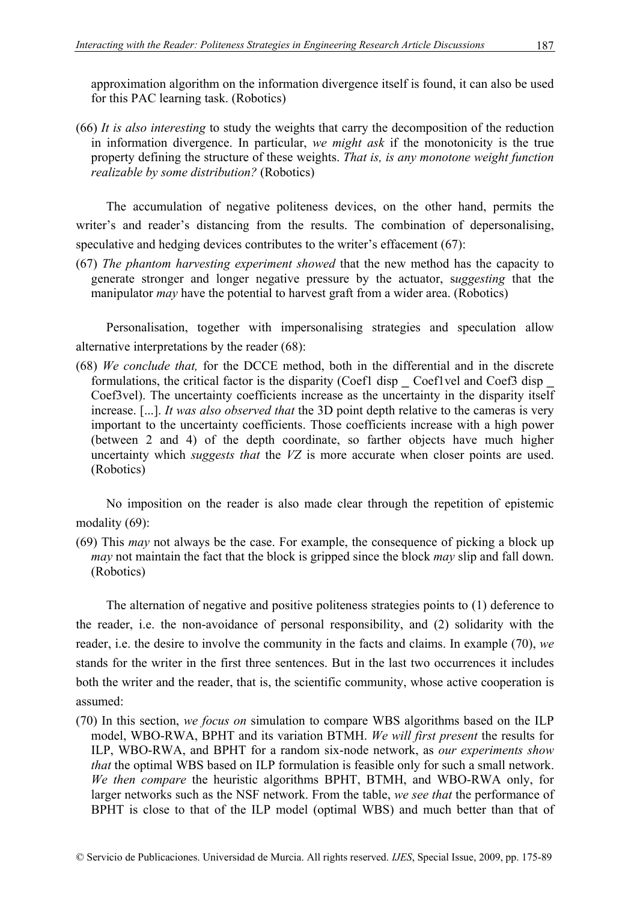approximation algorithm on the information divergence itself is found, it can also be used for this PAC learning task. (Robotics)

(66) *It is also interesting* to study the weights that carry the decomposition of the reduction in information divergence. In particular, *we might ask* if the monotonicity is the true property defining the structure of these weights. *That is, is any monotone weight function realizable by some distribution?* (Robotics)

The accumulation of negative politeness devices, on the other hand, permits the writer's and reader's distancing from the results. The combination of depersonalising, speculative and hedging devices contributes to the writer's effacement (67):

(67) *The phantom harvesting experiment showed* that the new method has the capacity to generate stronger and longer negative pressure by the actuator, s*uggesting* that the manipulator *may* have the potential to harvest graft from a wider area. (Robotics)

Personalisation, together with impersonalising strategies and speculation allow alternative interpretations by the reader (68):

(68) *We conclude that,* for the DCCE method, both in the differential and in the discrete formulations, the critical factor is the disparity (Coef1 disp _ Coef1vel and Coef3 disp _ Coef3vel). The uncertainty coefficients increase as the uncertainty in the disparity itself increase. [...]. *It was also observed that* the 3D point depth relative to the cameras is very important to the uncertainty coefficients. Those coefficients increase with a high power (between 2 and 4) of the depth coordinate, so farther objects have much higher uncertainty which *suggests that* the *VZ* is more accurate when closer points are used. (Robotics)

No imposition on the reader is also made clear through the repetition of epistemic modality (69):

(69) This *may* not always be the case. For example, the consequence of picking a block up *may* not maintain the fact that the block is gripped since the block *may* slip and fall down. (Robotics)

The alternation of negative and positive politeness strategies points to (1) deference to the reader, i.e. the non-avoidance of personal responsibility, and (2) solidarity with the reader, i.e. the desire to involve the community in the facts and claims. In example (70), *we* stands for the writer in the first three sentences. But in the last two occurrences it includes both the writer and the reader, that is, the scientific community, whose active cooperation is assumed:

(70) In this section, *we focus on* simulation to compare WBS algorithms based on the ILP model, WBO-RWA, BPHT and its variation BTMH. *We will first present* the results for ILP, WBO-RWA, and BPHT for a random six-node network, as *our experiments show that* the optimal WBS based on ILP formulation is feasible only for such a small network. *We then compare* the heuristic algorithms BPHT, BTMH, and WBO-RWA only, for larger networks such as the NSF network. From the table, *we see that* the performance of BPHT is close to that of the ILP model (optimal WBS) and much better than that of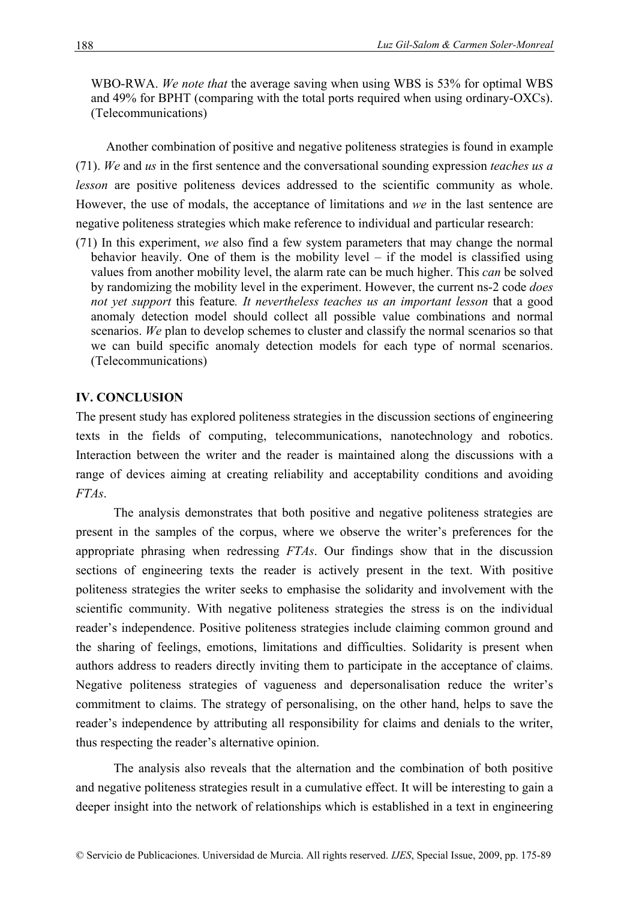WBO-RWA. *We note that* the average saving when using WBS is 53% for optimal WBS and 49% for BPHT (comparing with the total ports required when using ordinary-OXCs). (Telecommunications)

Another combination of positive and negative politeness strategies is found in example (71). *We* and *us* in the first sentence and the conversational sounding expression *teaches us a lesson* are positive politeness devices addressed to the scientific community as whole. However, the use of modals, the acceptance of limitations and *we* in the last sentence are negative politeness strategies which make reference to individual and particular research:

(71) In this experiment, *we* also find a few system parameters that may change the normal behavior heavily. One of them is the mobility level – if the model is classified using values from another mobility level, the alarm rate can be much higher. This *can* be solved by randomizing the mobility level in the experiment. However, the current ns-2 code *does not yet support* this feature. *It nevertheless teaches us an important lesson* that a good anomaly detection model should collect all possible value combinations and normal scenarios. *We* plan to develop schemes to cluster and classify the normal scenarios so that we can build specific anomaly detection models for each type of normal scenarios. (Telecommunications)

## IV. CONCLUSION

The present study has explored politeness strategies in the discussion sections of engineering texts in the fields of computing, telecommunications, nanotechnology and robotics. Interaction between the writer and the reader is maintained along the discussions with a range of devices aiming at creating reliability and acceptability conditions and avoiding *FTAs*.

The analysis demonstrates that both positive and negative politeness strategies are present in the samples of the corpus, where we observe the writer's preferences for the appropriate phrasing when redressing *FTAs*. Our findings show that in the discussion sections of engineering texts the reader is actively present in the text. With positive politeness strategies the writer seeks to emphasise the solidarity and involvement with the scientific community. With negative politeness strategies the stress is on the individual reader's independence. Positive politeness strategies include claiming common ground and the sharing of feelings, emotions, limitations and difficulties. Solidarity is present when authors address to readers directly inviting them to participate in the acceptance of claims. Negative politeness strategies of vagueness and depersonalisation reduce the writer's commitment to claims. The strategy of personalising, on the other hand, helps to save the reader's independence by attributing all responsibility for claims and denials to the writer, thus respecting the reader's alternative opinion.

The analysis also reveals that the alternation and the combination of both positive and negative politeness strategies result in a cumulative effect. It will be interesting to gain a deeper insight into the network of relationships which is established in a text in engineering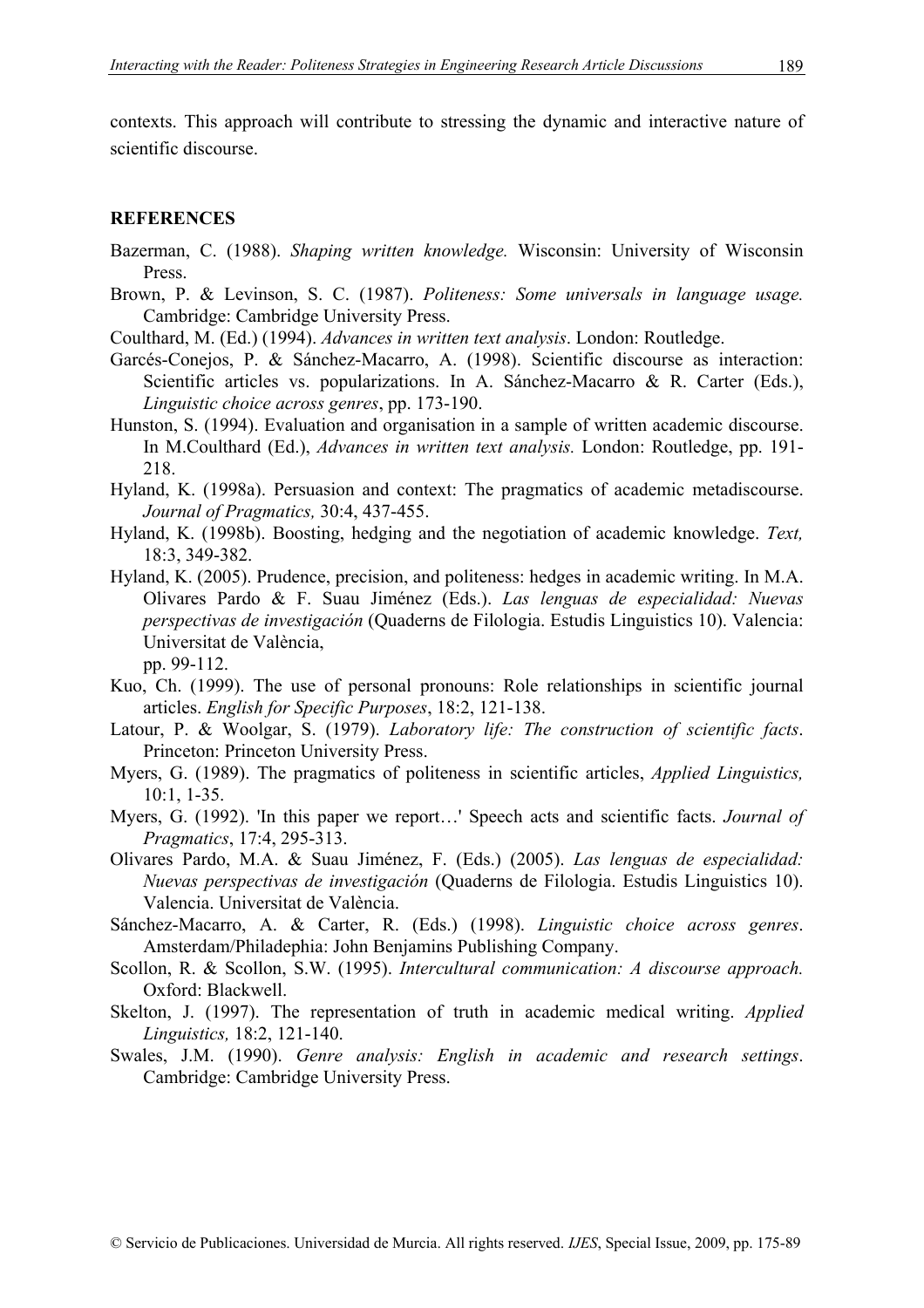contexts. This approach will contribute to stressing the dynamic and interactive nature of scientific discourse.

## REFERENCES

Bazerman, C. (1988). *Shaping written knowledge.* Wisconsin: University of Wisconsin Press.

Brown, P. & Levinson, S. C. (1987). *Politeness: Some universals in language usage.* Cambridge: Cambridge University Press.

Coulthard, M. (Ed.) (1994). *Advances in written text analysis*. London: Routledge.

Garcés-Conejos, P. & Sánchez-Macarro, A. (1998). Scientific discourse as interaction: Scientific articles vs. popularizations. In A. Sánchez-Macarro & R. Carter (Eds.), *Linguistic choice across genres*, pp. 173-190.

Hunston, S. (1994). Evaluation and organisation in a sample of written academic discourse. In M.Coulthard (Ed.), *Advances in written text analysis.* London: Routledge, pp. 191-218.

Hyland, K. (1998a). Persuasion and context: The pragmatics of academic metadiscourse. *Journal of Pragmatics,* 30:4, 437-455.

Hyland, K. (1998b). Boosting, hedging and the negotiation of academic knowledge. *Text,* 18:3, 349-382.

Hyland, K. (2005). Prudence, precision, and politeness: hedges in academic writing. In M.A. Olivares Pardo & F. Suau Jiménez (Eds.). *Las lenguas de especialidad: Nuevas perspectivas de investigación* (Quaderns de Filologia. Estudis Linguistics 10). Valencia: Universitat de València, pp. 99-112.

Kuo, Ch. (1999). The use of personal pronouns: Role relationships in scientific journal articles. *English for Specific Purposes*, 18:2, 121-138.

Latour, P. & Woolgar, S. (1979). *Laboratory life: The construction of scientific facts*. Princeton: Princeton University Press.

Myers, G. (1989). The pragmatics of politeness in scientific articles, *Applied Linguistics,* 10:1, 1-35.

Myers, G. (1992). 'In this paper we report…' Speech acts and scientific facts. *Journal of Pragmatics*, 17:4, 295-313.

Olivares Pardo, M.A. & Suau Jiménez, F. (Eds.) (2005). *Las lenguas de especialidad: Nuevas perspectivas de investigación* (Quaderns de Filologia. Estudis Linguistics 10). Valencia. Universitat de València.

Sánchez-Macarro, A. & Carter, R. (Eds.) (1998). *Linguistic choice across genres*. Amsterdam/Philadephia: John Benjamins Publishing Company.

Scollon, R. & Scollon, S.W. (1995). *Intercultural communication: A discourse approach.* Oxford: Blackwell.

Skelton, J. (1997). The representation of truth in academic medical writing. *Applied Linguistics,* 18:2, 121-140.

Swales, J.M. (1990). *Genre analysis: English in academic and research settings*. Cambridge: Cambridge University Press.